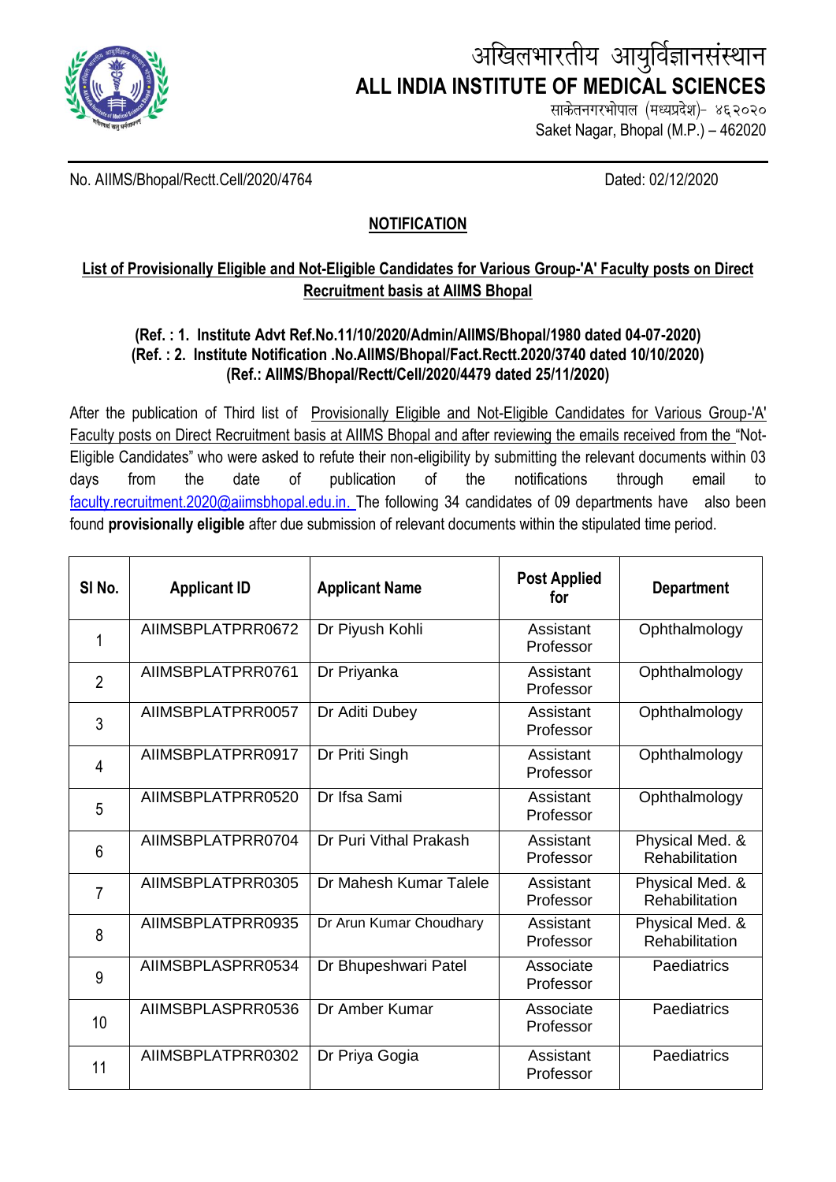# अखिलभारतीय आयुर्विज्ञानसंस्थान

# ALL INDIA INSTITUTE OF MEDICAL SCIENCES

साकेतनगरभोपाल (मध्यप्रदेश)- ४६२०२०

Saket Nagar, Bhopal (M.P.) – 462020

No. AIIMS/Bhopal/Rectt.Cell/2020/4764

Dated: 02/12/2020

## NOTIFICATION

### List of Provisionally Eligible and Not-Eligible Candidates for Various Group-'A' Faculty posts on Direct Recruitment basis at AIIMS Bhopal

**(Ref. : 1. Institute Advt Ref.No.11/10/2020/Admin/AIIMS/Bhopal/1980 dated 04-07-2020)**
**(Ref. : 2. Institute Notification .No.AIIMS/Bhopal/Fact.Rectt.2020/3740 dated 10/10/2020)**
**(Ref.: AIIMS/Bhopal/Rectt/Cell/2020/4479 dated 25/11/2020)**

After the publication of Third list of Provisionally Eligible and Not-Eligible Candidates for Various Group-'A' Faculty posts on Direct Recruitment basis at AIIMS Bhopal and after reviewing the emails received from the "Not-Eligible Candidates" who were asked to refute their non-eligibility by submitting the relevant documents within 03 days from the date of publication of the notifications through email to faculty.recruitment.2020@aiimsbhopal.edu.in. The following 34 candidates of 09 departments have also been found **provisionally eligible** after due submission of relevant documents within the stipulated time period.

| SI No. | Applicant ID | Applicant Name | Post Applied for | Department |
|---|---|---|---|---|
| 1 | AIIMSBPLATPRR0672 | Dr Piyush Kohli | Assistant Professor | Ophthalmology |
| 2 | AIIMSBPLATPRR0761 | Dr Priyanka | Assistant Professor | Ophthalmology |
| 3 | AIIMSBPLATPRR0057 | Dr Aditi Dubey | Assistant Professor | Ophthalmology |
| 4 | AIIMSBPLATPRR0917 | Dr Priti Singh | Assistant Professor | Ophthalmology |
| 5 | AIIMSBPLATPRR0520 | Dr Ifsa Sami | Assistant Professor | Ophthalmology |
| 6 | AIIMSBPLATPRR0704 | Dr Puri Vithal Prakash | Assistant Professor | Physical Med. & Rehabilitation |
| 7 | AIIMSBPLATPRR0305 | Dr Mahesh Kumar Talele | Assistant Professor | Physical Med. & Rehabilitation |
| 8 | AIIMSBPLATPRR0935 | Dr Arun Kumar Choudhary | Assistant Professor | Physical Med. & Rehabilitation |
| 9 | AIIMSBPLASPRR0534 | Dr Bhupeshwari Patel | Associate Professor | Paediatrics |
| 10 | AIIMSBPLASPRR0536 | Dr Amber Kumar | Associate Professor | Paediatrics |
| 11 | AIIMSBPLATPRR0302 | Dr Priya Gogia | Assistant Professor | Paediatrics |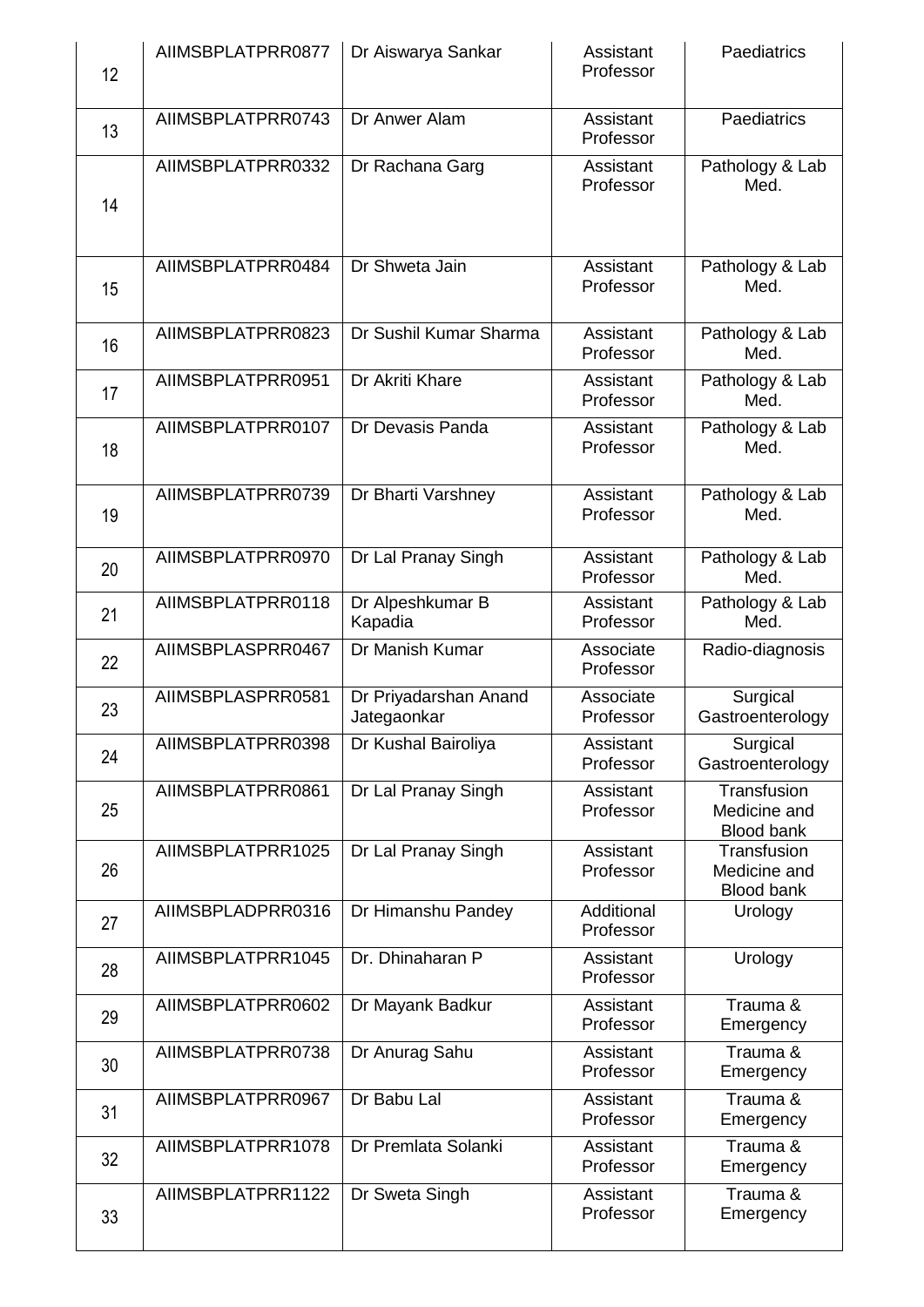| | | | | |
|---|---|---|---|---|
| 12 | AIIMSBPLATPRR0877 | Dr Aiswarya Sankar | Assistant Professor | Paediatrics |
| 13 | AIIMSBPLATPRR0743 | Dr Anwer Alam | Assistant Professor | Paediatrics |
| 14 | AIIMSBPLATPRR0332 | Dr Rachana Garg | Assistant Professor | Pathology & Lab Med. |
| 15 | AIIMSBPLATPRR0484 | Dr Shweta Jain | Assistant Professor | Pathology & Lab Med. |
| 16 | AIIMSBPLATPRR0823 | Dr Sushil Kumar Sharma | Assistant Professor | Pathology & Lab Med. |
| 17 | AIIMSBPLATPRR0951 | Dr Akriti Khare | Assistant Professor | Pathology & Lab Med. |
| 18 | AIIMSBPLATPRR0107 | Dr Devasis Panda | Assistant Professor | Pathology & Lab Med. |
| 19 | AIIMSBPLATPRR0739 | Dr Bharti Varshney | Assistant Professor | Pathology & Lab Med. |
| 20 | AIIMSBPLATPRR0970 | Dr Lal Pranay Singh | Assistant Professor | Pathology & Lab Med. |
| 21 | AIIMSBPLATPRR0118 | Dr Alpeshkumar B Kapadia | Assistant Professor | Pathology & Lab Med. |
| 22 | AIIMSBPLASPRR0467 | Dr Manish Kumar | Associate Professor | Radio-diagnosis |
| 23 | AIIMSBPLASPRR0581 | Dr Priyadarshan Anand Jategaonkar | Associate Professor | Surgical Gastroenterology |
| 24 | AIIMSBPLATPRR0398 | Dr Kushal Bairoliya | Assistant Professor | Surgical Gastroenterology |
| 25 | AIIMSBPLATPRR0861 | Dr Lal Pranay Singh | Assistant Professor | Transfusion Medicine and Blood bank |
| 26 | AIIMSBPLATPRR1025 | Dr Lal Pranay Singh | Assistant Professor | Transfusion Medicine and Blood bank |
| 27 | AIIMSBPLADPRR0316 | Dr Himanshu Pandey | Additional Professor | Urology |
| 28 | AIIMSBPLATPRR1045 | Dr. Dhinaharan P | Assistant Professor | Urology |
| 29 | AIIMSBPLATPRR0602 | Dr Mayank Badkur | Assistant Professor | Trauma & Emergency |
| 30 | AIIMSBPLATPRR0738 | Dr Anurag Sahu | Assistant Professor | Trauma & Emergency |
| 31 | AIIMSBPLATPRR0967 | Dr Babu Lal | Assistant Professor | Trauma & Emergency |
| 32 | AIIMSBPLATPRR1078 | Dr Premlata Solanki | Assistant Professor | Trauma & Emergency |
| 33 | AIIMSBPLATPRR1122 | Dr Sweta Singh | Assistant Professor | Trauma & Emergency |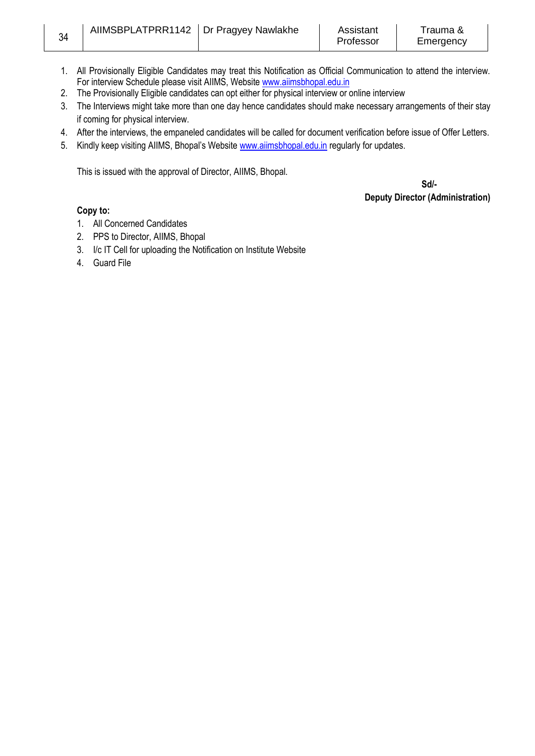| | | | | |
|---|---|---|---|---|
| 34 | AIIMSBPLATPRR1142 | Dr Pragyey Nawlakhe | Assistant Professor | Trauma & Emergency |

1. All Provisionally Eligible Candidates may treat this Notification as Official Communication to attend the interview. For interview Schedule please visit AIIMS, Website www.aiimsbhopal.edu.in
2. The Provisionally Eligible candidates can opt either for physical interview or online interview
3. The Interviews might take more than one day hence candidates should make necessary arrangements of their stay if coming for physical interview.
4. After the interviews, the empaneled candidates will be called for document verification before issue of Offer Letters.
5. Kindly keep visiting AIIMS, Bhopal's Website www.aiimsbhopal.edu.in regularly for updates.

This is issued with the approval of Director, AIIMS, Bhopal.

**Sd/-**
**Deputy Director (Administration)**

**Copy to:**

1. All Concerned Candidates
2. PPS to Director, AIIMS, Bhopal
3. I/c IT Cell for uploading the Notification on Institute Website
4. Guard File